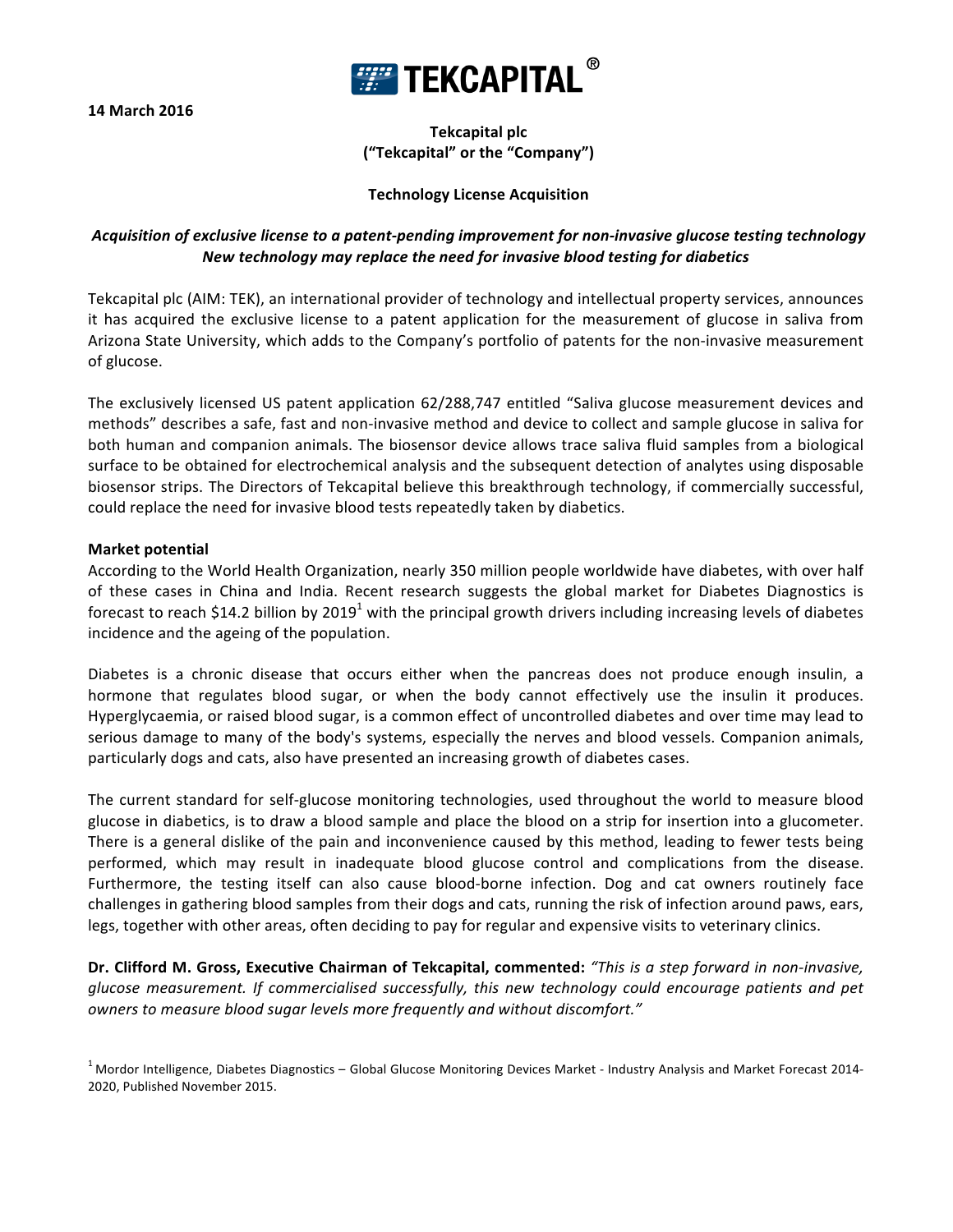14 March 2016

**Tekcapital plc**
**("Tekcapital" or the "Company")**

**Technology License Acquisition**

***Acquisition of exclusive license to a patent-pending improvement for non-invasive glucose testing technology***
***New technology may replace the need for invasive blood testing for diabetics***

Tekcapital plc (AIM: TEK), an international provider of technology and intellectual property services, announces it has acquired the exclusive license to a patent application for the measurement of glucose in saliva from Arizona State University, which adds to the Company's portfolio of patents for the non-invasive measurement of glucose.

The exclusively licensed US patent application 62/288,747 entitled "Saliva glucose measurement devices and methods" describes a safe, fast and non-invasive method and device to collect and sample glucose in saliva for both human and companion animals. The biosensor device allows trace saliva fluid samples from a biological surface to be obtained for electrochemical analysis and the subsequent detection of analytes using disposable biosensor strips. The Directors of Tekcapital believe this breakthrough technology, if commercially successful, could replace the need for invasive blood tests repeatedly taken by diabetics.

**Market potential**

According to the World Health Organization, nearly 350 million people worldwide have diabetes, with over half of these cases in China and India. Recent research suggests the global market for Diabetes Diagnostics is forecast to reach $14.2 billion by 2019[1] with the principal growth drivers including increasing levels of diabetes incidence and the ageing of the population.

Diabetes is a chronic disease that occurs either when the pancreas does not produce enough insulin, a hormone that regulates blood sugar, or when the body cannot effectively use the insulin it produces. Hyperglycaemia, or raised blood sugar, is a common effect of uncontrolled diabetes and over time may lead to serious damage to many of the body's systems, especially the nerves and blood vessels. Companion animals, particularly dogs and cats, also have presented an increasing growth of diabetes cases.

The current standard for self-glucose monitoring technologies, used throughout the world to measure blood glucose in diabetics, is to draw a blood sample and place the blood on a strip for insertion into a glucometer. There is a general dislike of the pain and inconvenience caused by this method, leading to fewer tests being performed, which may result in inadequate blood glucose control and complications from the disease. Furthermore, the testing itself can also cause blood-borne infection. Dog and cat owners routinely face challenges in gathering blood samples from their dogs and cats, running the risk of infection around paws, ears, legs, together with other areas, often deciding to pay for regular and expensive visits to veterinary clinics.

**Dr. Clifford M. Gross, Executive Chairman of Tekcapital, commented:** *"This is a step forward in non-invasive, glucose measurement. If commercialised successfully, this new technology could encourage patients and pet owners to measure blood sugar levels more frequently and without discomfort."*

[1] Mordor Intelligence, Diabetes Diagnostics – Global Glucose Monitoring Devices Market - Industry Analysis and Market Forecast 2014-2020, Published November 2015.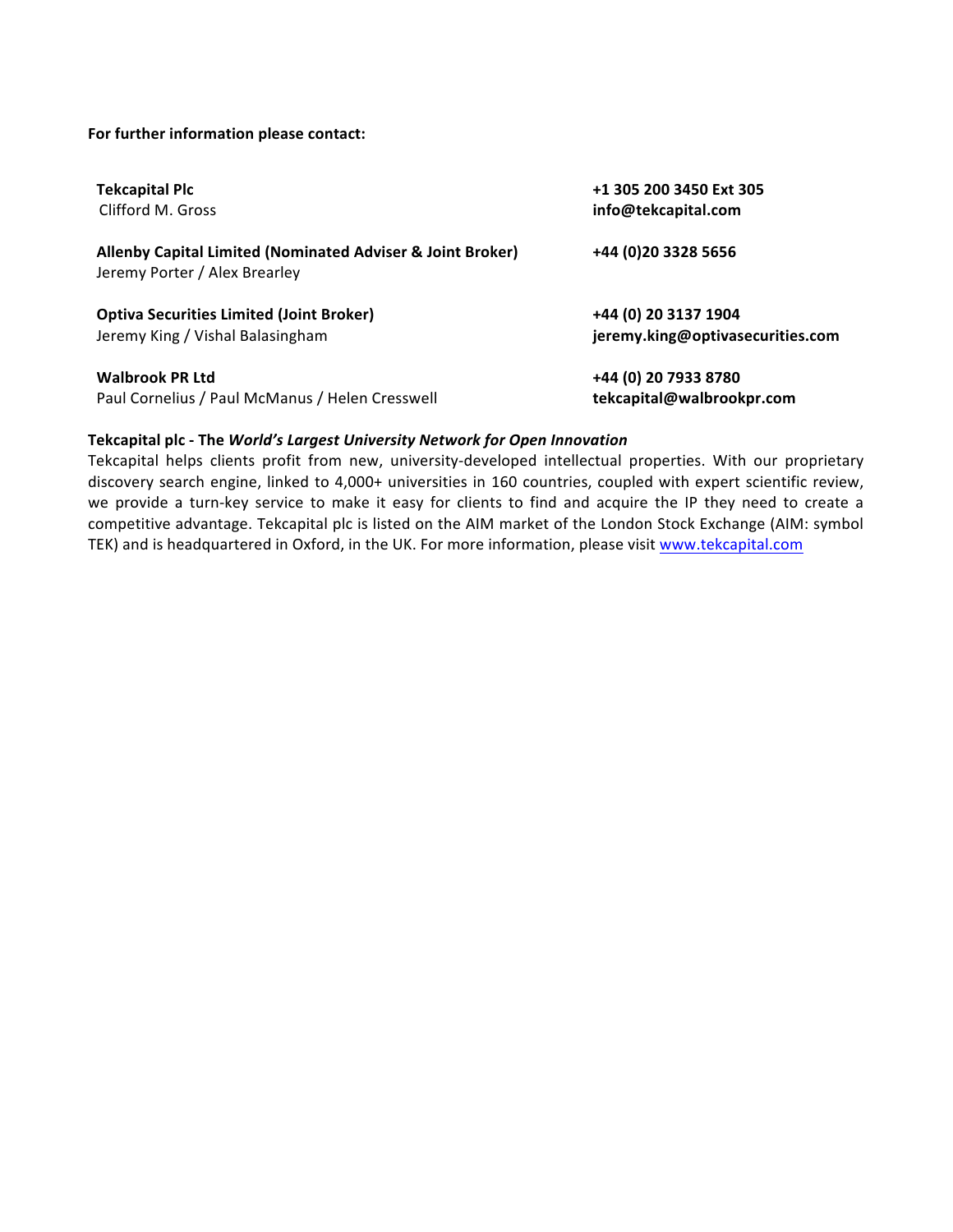**For further information please contact:**

| | |
|---|---|
| **Tekcapital Plc**<br>Clifford M. Gross | **+1 305 200 3450 Ext 305**<br>**info@tekcapital.com** |
| **Allenby Capital Limited (Nominated Adviser & Joint Broker)**<br>Jeremy Porter / Alex Brearley | **+44 (0)20 3328 5656** |
| **Optiva Securities Limited (Joint Broker)**<br>Jeremy King / Vishal Balasingham | **+44 (0) 20 3137 1904**<br>**jeremy.king@optivasecurities.com** |
| **Walbrook PR Ltd**<br>Paul Cornelius / Paul McManus / Helen Cresswell | **+44 (0) 20 7933 8780**<br>**tekcapital@walbrookpr.com** |

**Tekcapital plc - The *World's Largest University Network for Open Innovation***

Tekcapital helps clients profit from new, university-developed intellectual properties. With our proprietary discovery search engine, linked to 4,000+ universities in 160 countries, coupled with expert scientific review, we provide a turn-key service to make it easy for clients to find and acquire the IP they need to create a competitive advantage. Tekcapital plc is listed on the AIM market of the London Stock Exchange (AIM: symbol TEK) and is headquartered in Oxford, in the UK. For more information, please visit www.tekcapital.com